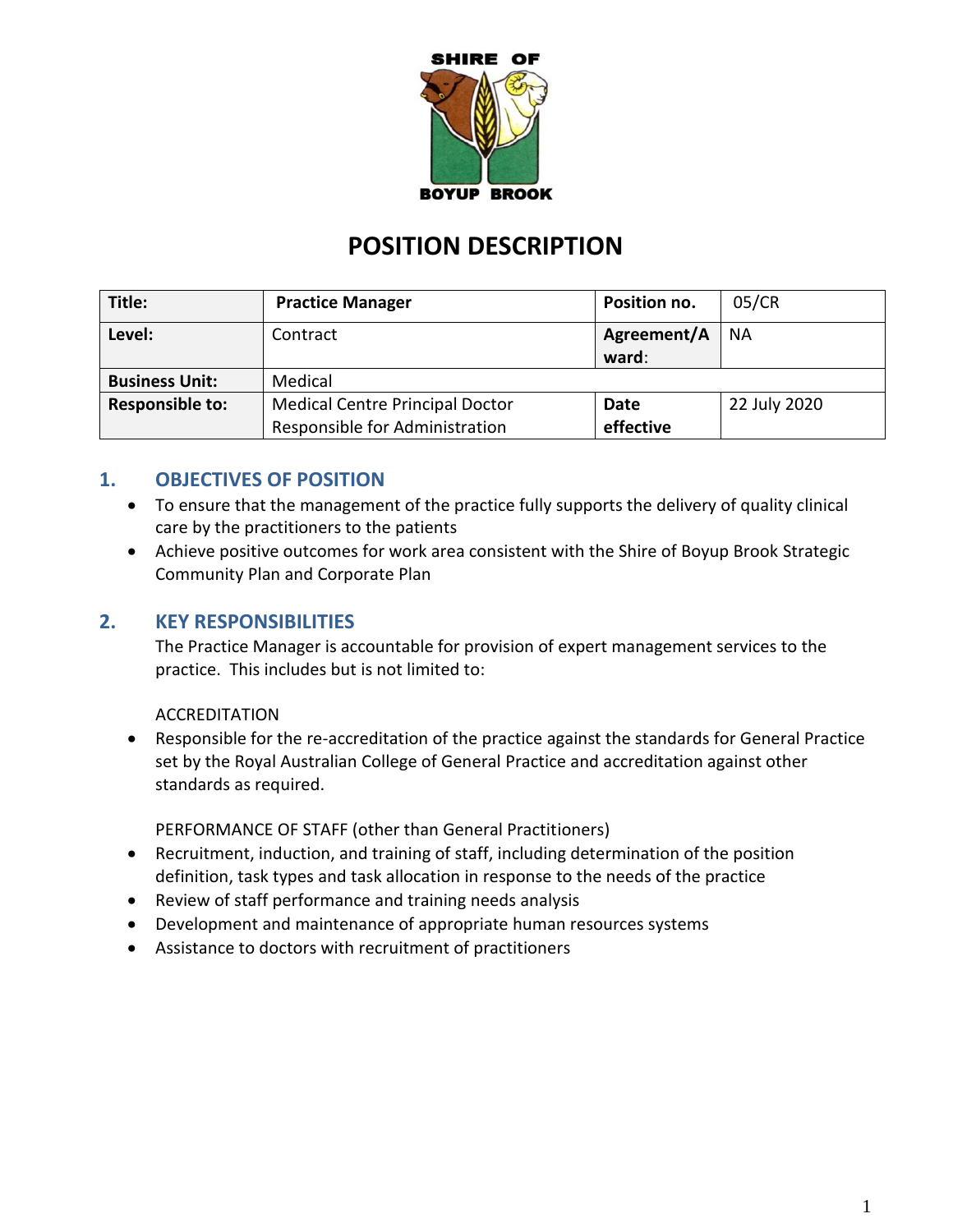SHIRE OF BOYUP BROOK

# POSITION DESCRIPTION

| Title: | Practice Manager | Position no. | 05/CR |
|---|---|---|---|
| Level: | Contract | Agreement/Award: | NA |
| Business Unit: | Medical | | |
| Responsible to: | Medical Centre Principal Doctor Responsible for Administration | Date effective | 22 July 2020 |

## 1. OBJECTIVES OF POSITION

- To ensure that the management of the practice fully supports the delivery of quality clinical care by the practitioners to the patients
- Achieve positive outcomes for work area consistent with the Shire of Boyup Brook Strategic Community Plan and Corporate Plan

## 2. KEY RESPONSIBILITIES

The Practice Manager is accountable for provision of expert management services to the practice. This includes but is not limited to:

ACCREDITATION

- Responsible for the re-accreditation of the practice against the standards for General Practice set by the Royal Australian College of General Practice and accreditation against other standards as required.

PERFORMANCE OF STAFF (other than General Practitioners)

- Recruitment, induction, and training of staff, including determination of the position definition, task types and task allocation in response to the needs of the practice
- Review of staff performance and training needs analysis
- Development and maintenance of appropriate human resources systems
- Assistance to doctors with recruitment of practitioners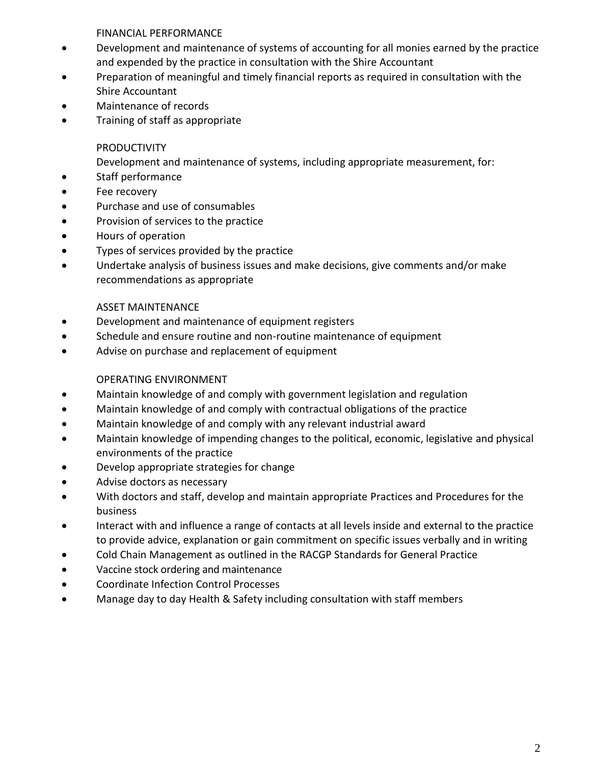FINANCIAL PERFORMANCE

- Development and maintenance of systems of accounting for all monies earned by the practice and expended by the practice in consultation with the Shire Accountant
- Preparation of meaningful and timely financial reports as required in consultation with the Shire Accountant
- Maintenance of records
- Training of staff as appropriate

PRODUCTIVITY

Development and maintenance of systems, including appropriate measurement, for:

- Staff performance
- Fee recovery
- Purchase and use of consumables
- Provision of services to the practice
- Hours of operation
- Types of services provided by the practice
- Undertake analysis of business issues and make decisions, give comments and/or make recommendations as appropriate

ASSET MAINTENANCE

- Development and maintenance of equipment registers
- Schedule and ensure routine and non-routine maintenance of equipment
- Advise on purchase and replacement of equipment

OPERATING ENVIRONMENT

- Maintain knowledge of and comply with government legislation and regulation
- Maintain knowledge of and comply with contractual obligations of the practice
- Maintain knowledge of and comply with any relevant industrial award
- Maintain knowledge of impending changes to the political, economic, legislative and physical environments of the practice
- Develop appropriate strategies for change
- Advise doctors as necessary
- With doctors and staff, develop and maintain appropriate Practices and Procedures for the business
- Interact with and influence a range of contacts at all levels inside and external to the practice to provide advice, explanation or gain commitment on specific issues verbally and in writing
- Cold Chain Management as outlined in the RACGP Standards for General Practice
- Vaccine stock ordering and maintenance
- Coordinate Infection Control Processes
- Manage day to day Health & Safety including consultation with staff members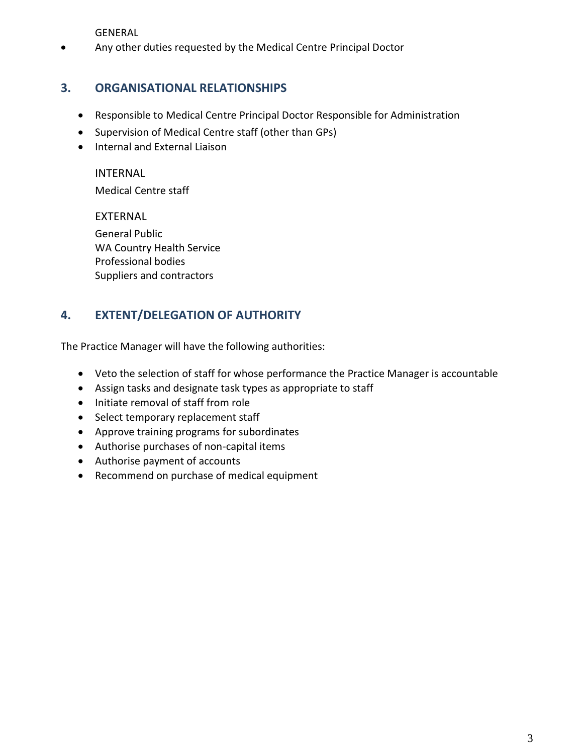GENERAL

- Any other duties requested by the Medical Centre Principal Doctor

## 3. ORGANISATIONAL RELATIONSHIPS

- Responsible to Medical Centre Principal Doctor Responsible for Administration
- Supervision of Medical Centre staff (other than GPs)
- Internal and External Liaison

INTERNAL

Medical Centre staff

EXTERNAL

General Public
WA Country Health Service
Professional bodies
Suppliers and contractors

## 4. EXTENT/DELEGATION OF AUTHORITY

The Practice Manager will have the following authorities:

- Veto the selection of staff for whose performance the Practice Manager is accountable
- Assign tasks and designate task types as appropriate to staff
- Initiate removal of staff from role
- Select temporary replacement staff
- Approve training programs for subordinates
- Authorise purchases of non-capital items
- Authorise payment of accounts
- Recommend on purchase of medical equipment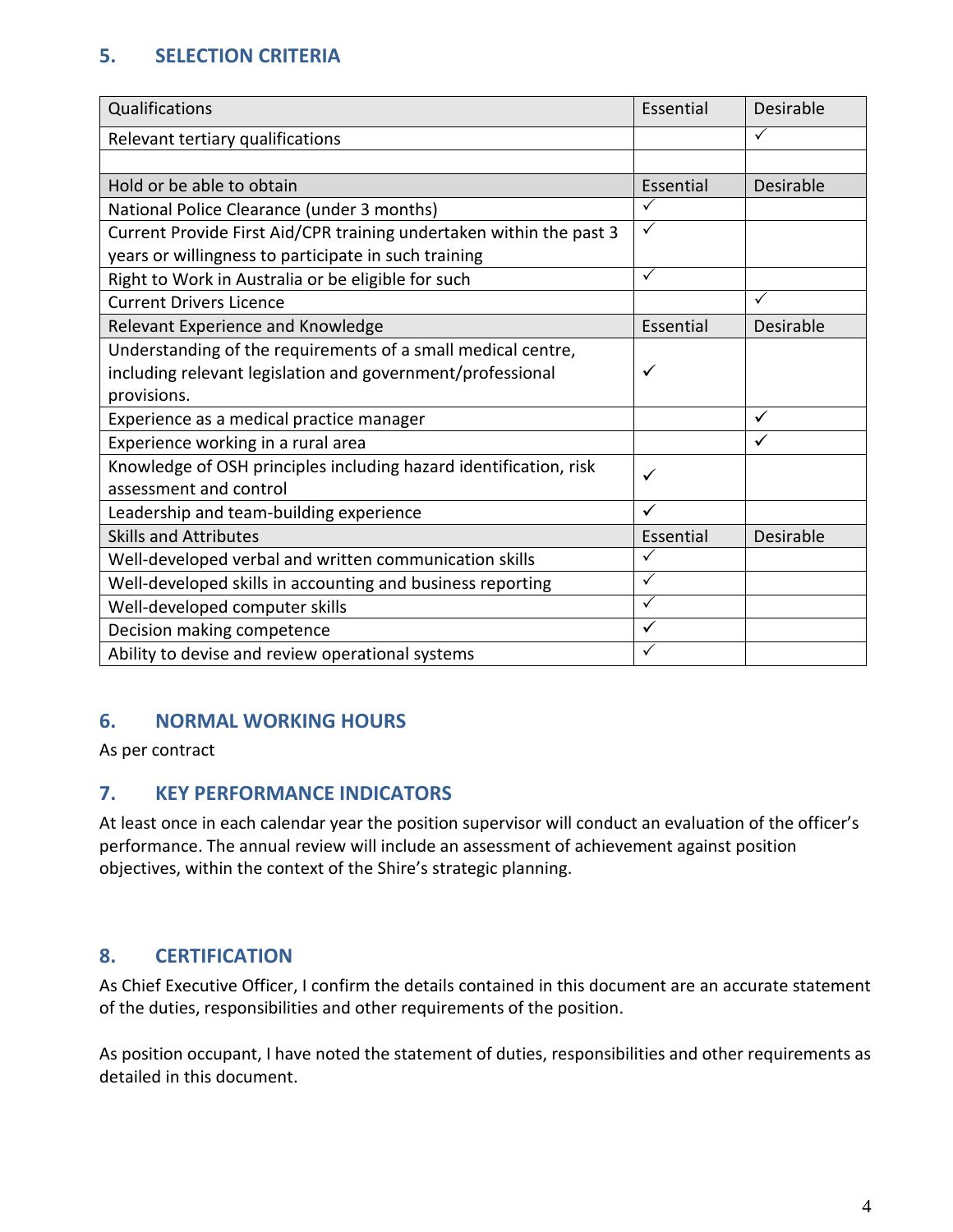## 5. SELECTION CRITERIA

| Qualifications | Essential | Desirable |
|---|---|---|
| Relevant tertiary qualifications | | ✓ |
| | | |
| **Hold or be able to obtain** | **Essential** | **Desirable** |
| National Police Clearance (under 3 months) | ✓ | |
| Current Provide First Aid/CPR training undertaken within the past 3 years or willingness to participate in such training | ✓ | |
| Right to Work in Australia or be eligible for such | ✓ | |
| Current Drivers Licence | | ✓ |
| **Relevant Experience and Knowledge** | **Essential** | **Desirable** |
| Understanding of the requirements of a small medical centre, including relevant legislation and government/professional provisions. | ✓ | |
| Experience as a medical practice manager | | ✓ |
| Experience working in a rural area | | ✓ |
| Knowledge of OSH principles including hazard identification, risk assessment and control | ✓ | |
| Leadership and team-building experience | ✓ | |
| **Skills and Attributes** | **Essential** | **Desirable** |
| Well-developed verbal and written communication skills | ✓ | |
| Well-developed skills in accounting and business reporting | ✓ | |
| Well-developed computer skills | ✓ | |
| Decision making competence | ✓ | |
| Ability to devise and review operational systems | ✓ | |

## 6. NORMAL WORKING HOURS

As per contract

## 7. KEY PERFORMANCE INDICATORS

At least once in each calendar year the position supervisor will conduct an evaluation of the officer's performance. The annual review will include an assessment of achievement against position objectives, within the context of the Shire's strategic planning.

## 8. CERTIFICATION

As Chief Executive Officer, I confirm the details contained in this document are an accurate statement of the duties, responsibilities and other requirements of the position.

As position occupant, I have noted the statement of duties, responsibilities and other requirements as detailed in this document.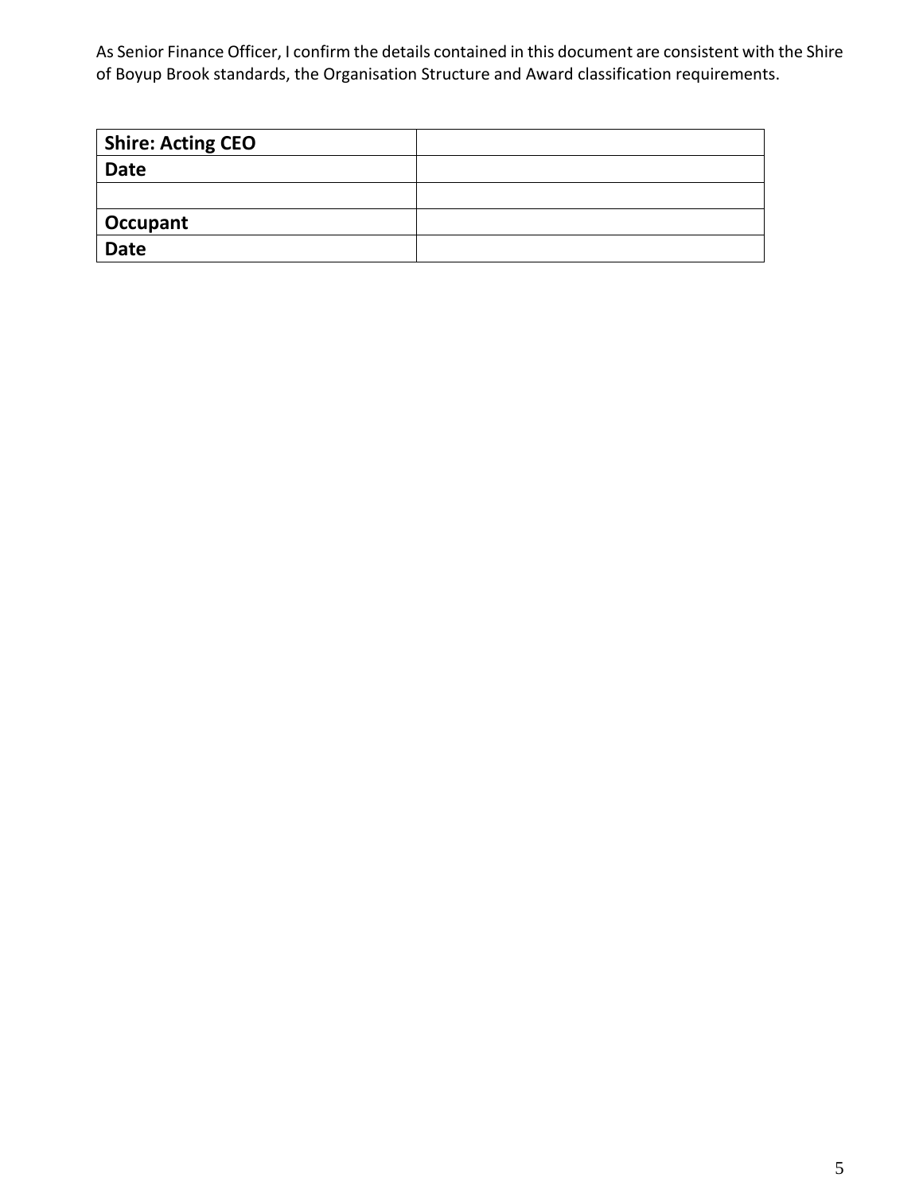As Senior Finance Officer, I confirm the details contained in this document are consistent with the Shire of Boyup Brook standards, the Organisation Structure and Award classification requirements.

| | |
|---|---|
| **Shire: Acting CEO** | |
| **Date** | |
| | |
| **Occupant** | |
| **Date** | |